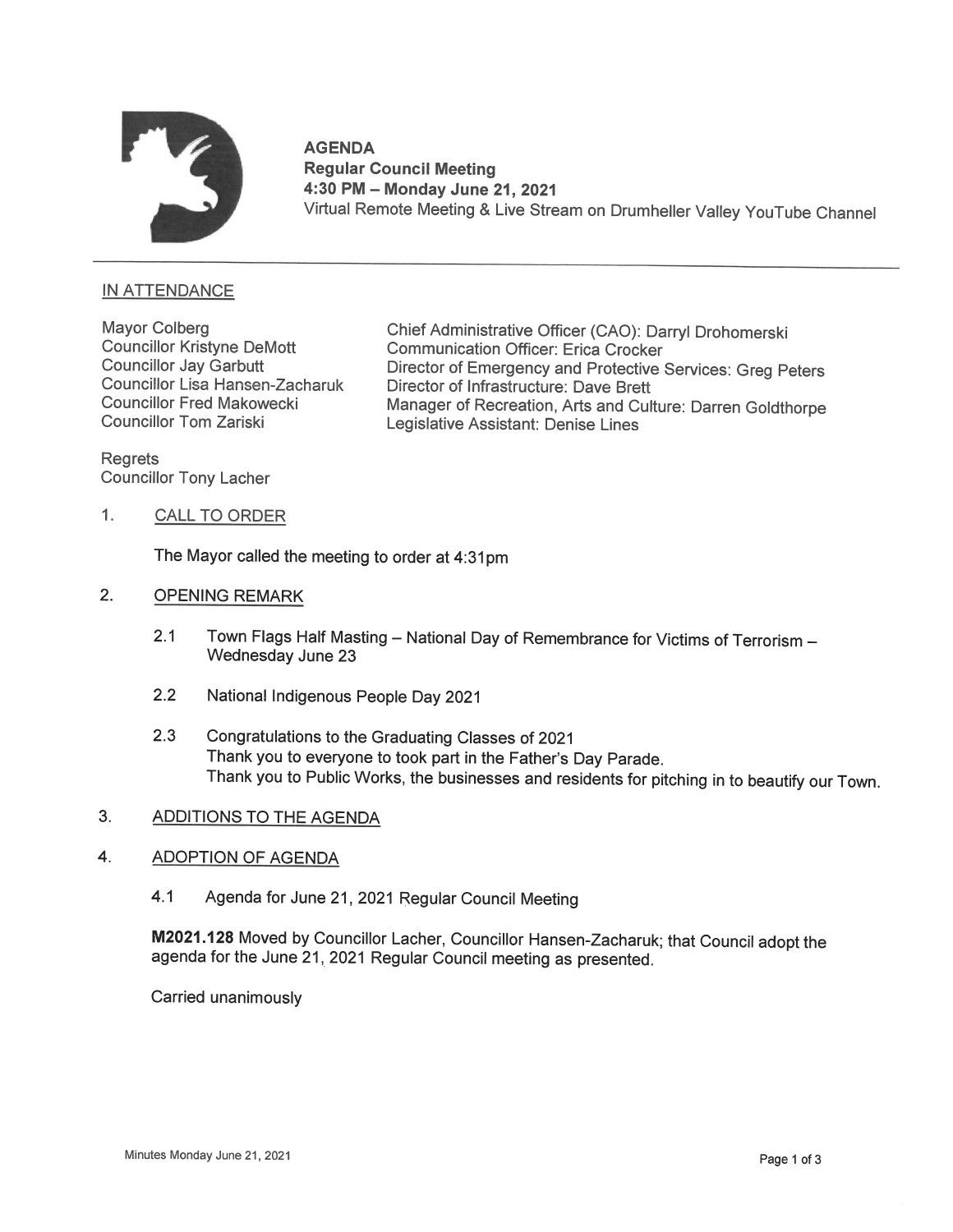**AGENDA**
**Regular Council Meeting**
**4:30 PM – Monday June 21, 2021**
Virtual Remote Meeting & Live Stream on Drumheller Valley YouTube Channel

---

IN ATTENDANCE

Mayor Colberg
Councillor Kristyne DeMott
Councillor Jay Garbutt
Councillor Lisa Hansen-Zacharuk
Councillor Fred Makowecki
Councillor Tom Zariski

Chief Administrative Officer (CAO): Darryl Drohomerski
Communication Officer: Erica Crocker
Director of Emergency and Protective Services: Greg Peters
Director of Infrastructure: Dave Brett
Manager of Recreation, Arts and Culture: Darren Goldthorpe
Legislative Assistant: Denise Lines

Regrets
Councillor Tony Lacher

1. CALL TO ORDER

   The Mayor called the meeting to order at 4:31pm

2. OPENING REMARK

   2.1 Town Flags Half Masting – National Day of Remembrance for Victims of Terrorism – Wednesday June 23

   2.2 National Indigenous People Day 2021

   2.3 Congratulations to the Graduating Classes of 2021
   Thank you to everyone to took part in the Father's Day Parade.
   Thank you to Public Works, the businesses and residents for pitching in to beautify our Town.

3. ADDITIONS TO THE AGENDA

4. ADOPTION OF AGENDA

   4.1 Agenda for June 21, 2021 Regular Council Meeting

   **M2021.128** Moved by Councillor Lacher, Councillor Hansen-Zacharuk; that Council adopt the agenda for the June 21, 2021 Regular Council meeting as presented.

   Carried unanimously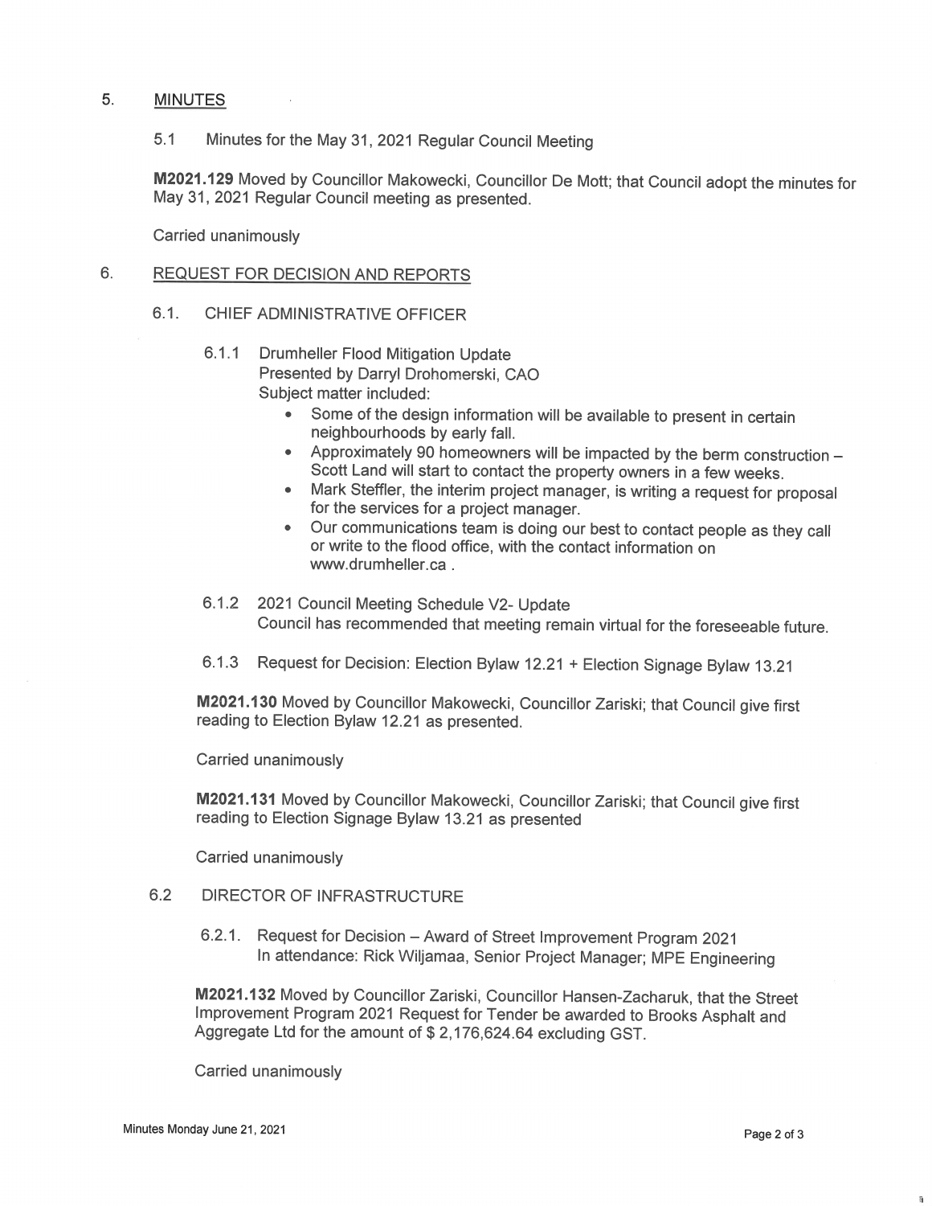## 5. MINUTES

### 5.1 Minutes for the May 31, 2021 Regular Council Meeting

**M2021.129** Moved by Councillor Makowecki, Councillor De Mott; that Council adopt the minutes for May 31, 2021 Regular Council meeting as presented.

Carried unanimously

## 6. REQUEST FOR DECISION AND REPORTS

### 6.1. CHIEF ADMINISTRATIVE OFFICER

#### 6.1.1 Drumheller Flood Mitigation Update

Presented by Darryl Drohomerski, CAO
Subject matter included:

- Some of the design information will be available to present in certain neighbourhoods by early fall.
- Approximately 90 homeowners will be impacted by the berm construction – Scott Land will start to contact the property owners in a few weeks.
- Mark Steffler, the interim project manager, is writing a request for proposal for the services for a project manager.
- Our communications team is doing our best to contact people as they call or write to the flood office, with the contact information on www.drumheller.ca .

#### 6.1.2 2021 Council Meeting Schedule V2- Update

Council has recommended that meeting remain virtual for the foreseeable future.

#### 6.1.3 Request for Decision: Election Bylaw 12.21 + Election Signage Bylaw 13.21

**M2021.130** Moved by Councillor Makowecki, Councillor Zariski; that Council give first reading to Election Bylaw 12.21 as presented.

Carried unanimously

**M2021.131** Moved by Councillor Makowecki, Councillor Zariski; that Council give first reading to Election Signage Bylaw 13.21 as presented

Carried unanimously

### 6.2 DIRECTOR OF INFRASTRUCTURE

#### 6.2.1. Request for Decision – Award of Street Improvement Program 2021

In attendance: Rick Wiljamaa, Senior Project Manager; MPE Engineering

**M2021.132** Moved by Councillor Zariski, Councillor Hansen-Zacharuk, that the Street Improvement Program 2021 Request for Tender be awarded to Brooks Asphalt and Aggregate Ltd for the amount of $ 2,176,624.64 excluding GST.

Carried unanimously

Minutes Monday June 21, 2021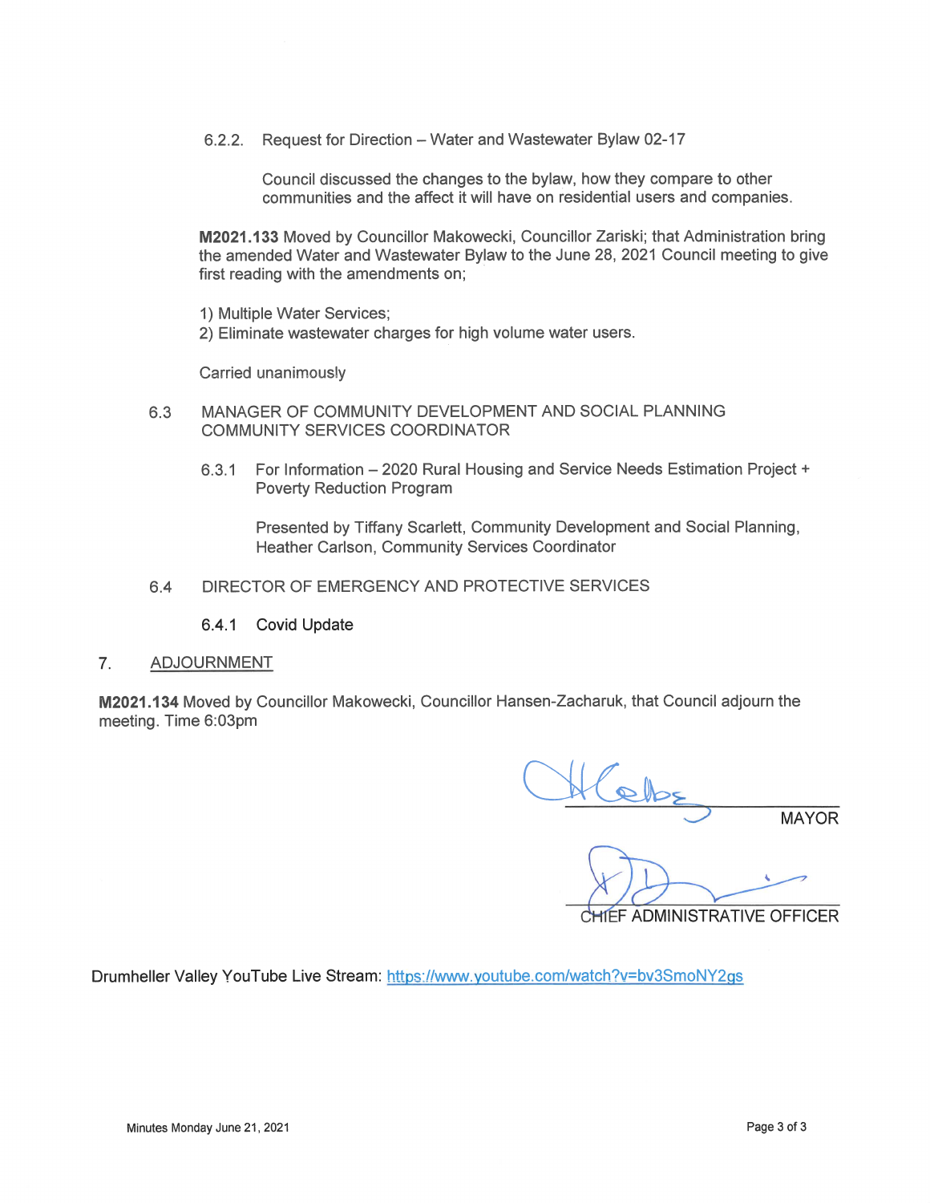6.2.2. Request for Direction – Water and Wastewater Bylaw 02-17

Council discussed the changes to the bylaw, how they compare to other communities and the affect it will have on residential users and companies.

**M2021.133** Moved by Councillor Makowecki, Councillor Zariski; that Administration bring the amended Water and Wastewater Bylaw to the June 28, 2021 Council meeting to give first reading with the amendments on;

1) Multiple Water Services;
2) Eliminate wastewater charges for high volume water users.

Carried unanimously

6.3 MANAGER OF COMMUNITY DEVELOPMENT AND SOCIAL PLANNING COMMUNITY SERVICES COORDINATOR

6.3.1 For Information – 2020 Rural Housing and Service Needs Estimation Project + Poverty Reduction Program

Presented by Tiffany Scarlett, Community Development and Social Planning, Heather Carlson, Community Services Coordinator

6.4 DIRECTOR OF EMERGENCY AND PROTECTIVE SERVICES

6.4.1 Covid Update

## 7. ADJOURNMENT

**M2021.134** Moved by Councillor Makowecki, Councillor Hansen-Zacharuk, that Council adjourn the meeting. Time 6:03pm

MAYOR

CHIEF ADMINISTRATIVE OFFICER

Drumheller Valley YouTube Live Stream: https://www.youtube.com/watch?v=bv3SmoNY2gs

Minutes Monday June 21, 2021